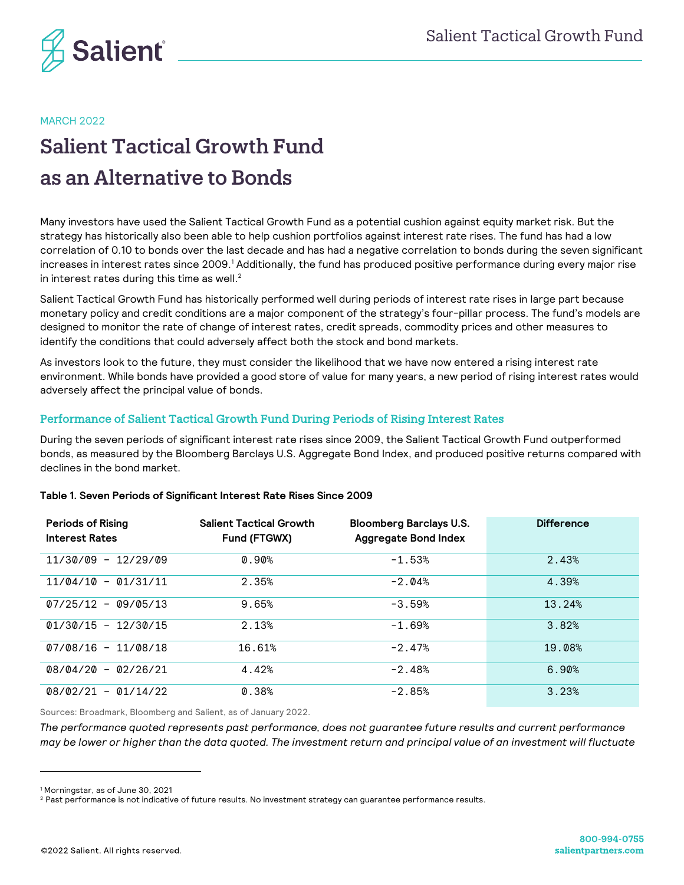MARCH 2022

# Salient Tactical Growth Fund as an Alternative to Bonds

Many investors have used the Salient Tactical Growth Fund as a potential cushion against equity market risk. But the strategy has historically also been able to help cushion portfolios against interest rate rises. The fund has had a low correlation of 0.10 to bonds over the last decade and has had a negative correlation to bonds during the seven significant increases in interest rates since 2009.[1] Additionally, the fund has produced positive performance during every major rise in interest rates during this time as well.[2]

Salient Tactical Growth Fund has historically performed well during periods of interest rate rises in large part because monetary policy and credit conditions are a major component of the strategy's four-pillar process. The fund's models are designed to monitor the rate of change of interest rates, credit spreads, commodity prices and other measures to identify the conditions that could adversely affect both the stock and bond markets.

As investors look to the future, they must consider the likelihood that we have now entered a rising interest rate environment. While bonds have provided a good store of value for many years, a new period of rising interest rates would adversely affect the principal value of bonds.

## Performance of Salient Tactical Growth Fund During Periods of Rising Interest Rates

During the seven periods of significant interest rate rises since 2009, the Salient Tactical Growth Fund outperformed bonds, as measured by the Bloomberg Barclays U.S. Aggregate Bond Index, and produced positive returns compared with declines in the bond market.

**Table 1. Seven Periods of Significant Interest Rate Rises Since 2009**

| Periods of Rising Interest Rates | Salient Tactical Growth Fund (FTGWX) | Bloomberg Barclays U.S. Aggregate Bond Index | Difference |
|---|---|---|---|
| 11/30/09 – 12/29/09 | 0.90% | -1.53% | 2.43% |
| 11/04/10 – 01/31/11 | 2.35% | -2.04% | 4.39% |
| 07/25/12 – 09/05/13 | 9.65% | -3.59% | 13.24% |
| 01/30/15 – 12/30/15 | 2.13% | -1.69% | 3.82% |
| 07/08/16 – 11/08/18 | 16.61% | -2.47% | 19.08% |
| 08/04/20 – 02/26/21 | 4.42% | -2.48% | 6.90% |
| 08/02/21 – 01/14/22 | 0.38% | -2.85% | 3.23% |

Sources: Broadmark, Bloomberg and Salient, as of January 2022.

*The performance quoted represents past performance, does not guarantee future results and current performance may be lower or higher than the data quoted. The investment return and principal value of an investment will fluctuate*

[1] Morningstar, as of June 30, 2021

[2] Past performance is not indicative of future results. No investment strategy can guarantee performance results.

©2022 Salient. All rights reserved.

800-994-0755
salientpartners.com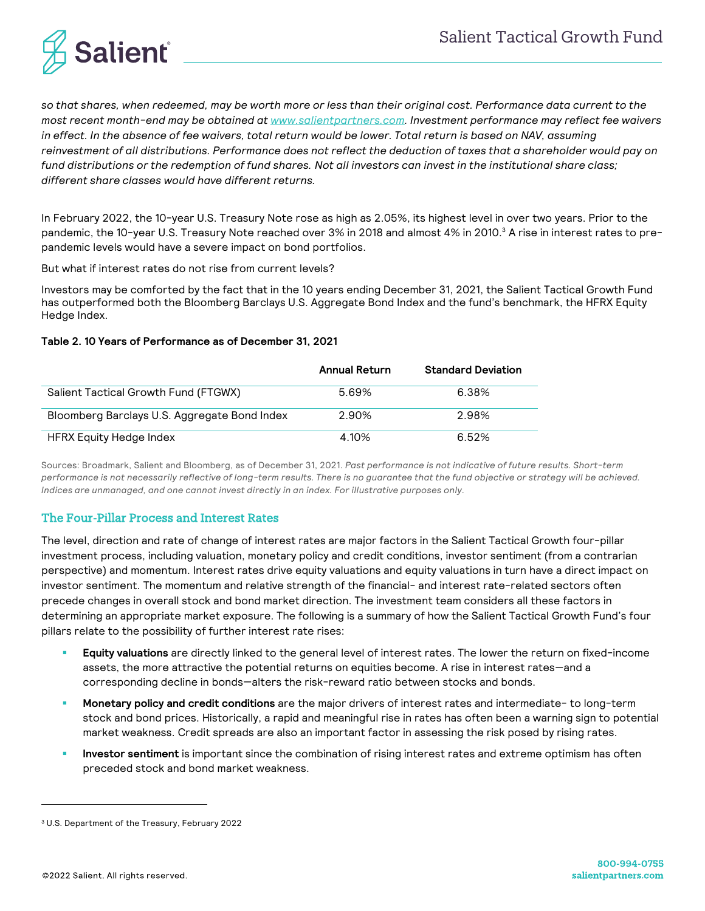*so that shares, when redeemed, may be worth more or less than their original cost. Performance data current to the most recent month-end may be obtained at www.salientpartners.com. Investment performance may reflect fee waivers in effect. In the absence of fee waivers, total return would be lower. Total return is based on NAV, assuming reinvestment of all distributions. Performance does not reflect the deduction of taxes that a shareholder would pay on fund distributions or the redemption of fund shares. Not all investors can invest in the institutional share class; different share classes would have different returns.*

In February 2022, the 10-year U.S. Treasury Note rose as high as 2.05%, its highest level in over two years. Prior to the pandemic, the 10-year U.S. Treasury Note reached over 3% in 2018 and almost 4% in 2010.[3] A rise in interest rates to pre-pandemic levels would have a severe impact on bond portfolios.

But what if interest rates do not rise from current levels?

Investors may be comforted by the fact that in the 10 years ending December 31, 2021, the Salient Tactical Growth Fund has outperformed both the Bloomberg Barclays U.S. Aggregate Bond Index and the fund's benchmark, the HFRX Equity Hedge Index.

**Table 2. 10 Years of Performance as of December 31, 2021**

| | Annual Return | Standard Deviation |
|---|---|---|
| Salient Tactical Growth Fund (FTGWX) | 5.69% | 6.38% |
| Bloomberg Barclays U.S. Aggregate Bond Index | 2.90% | 2.98% |
| HFRX Equity Hedge Index | 4.10% | 6.52% |

Sources: Broadmark, Salient and Bloomberg, as of December 31, 2021. *Past performance is not indicative of future results. Short-term performance is not necessarily reflective of long-term results. There is no guarantee that the fund objective or strategy will be achieved. Indices are unmanaged, and one cannot invest directly in an index. For illustrative purposes only.*

## The Four-Pillar Process and Interest Rates

The level, direction and rate of change of interest rates are major factors in the Salient Tactical Growth four-pillar investment process, including valuation, monetary policy and credit conditions, investor sentiment (from a contrarian perspective) and momentum. Interest rates drive equity valuations and equity valuations in turn have a direct impact on investor sentiment. The momentum and relative strength of the financial- and interest rate-related sectors often precede changes in overall stock and bond market direction. The investment team considers all these factors in determining an appropriate market exposure. The following is a summary of how the Salient Tactical Growth Fund's four pillars relate to the possibility of further interest rate rises:

- **Equity valuations** are directly linked to the general level of interest rates. The lower the return on fixed-income assets, the more attractive the potential returns on equities become. A rise in interest rates—and a corresponding decline in bonds—alters the risk-reward ratio between stocks and bonds.
- **Monetary policy and credit conditions** are the major drivers of interest rates and intermediate- to long-term stock and bond prices. Historically, a rapid and meaningful rise in rates has often been a warning sign to potential market weakness. Credit spreads are also an important factor in assessing the risk posed by rising rates.
- **Investor sentiment** is important since the combination of rising interest rates and extreme optimism has often preceded stock and bond market weakness.

[3] U.S. Department of the Treasury, February 2022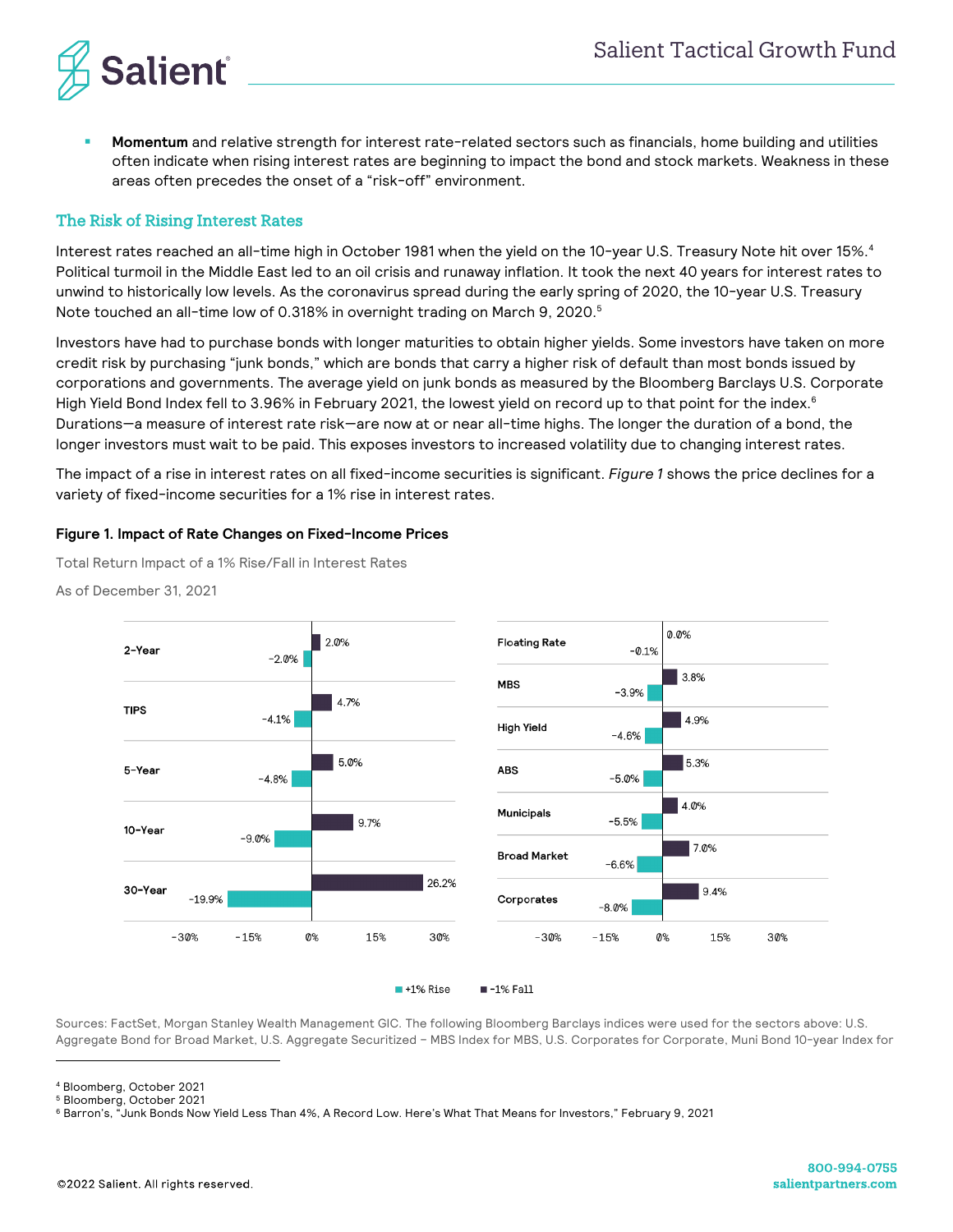- **Momentum** and relative strength for interest rate-related sectors such as financials, home building and utilities often indicate when rising interest rates are beginning to impact the bond and stock markets. Weakness in these areas often precedes the onset of a "risk-off" environment.

## The Risk of Rising Interest Rates

Interest rates reached an all-time high in October 1981 when the yield on the 10-year U.S. Treasury Note hit over 15%.[4] Political turmoil in the Middle East led to an oil crisis and runaway inflation. It took the next 40 years for interest rates to unwind to historically low levels. As the coronavirus spread during the early spring of 2020, the 10-year U.S. Treasury Note touched an all-time low of 0.318% in overnight trading on March 9, 2020.[5]

Investors have had to purchase bonds with longer maturities to obtain higher yields. Some investors have taken on more credit risk by purchasing "junk bonds," which are bonds that carry a higher risk of default than most bonds issued by corporations and governments. The average yield on junk bonds as measured by the Bloomberg Barclays U.S. Corporate High Yield Bond Index fell to 3.96% in February 2021, the lowest yield on record up to that point for the index.[6] Durations—a measure of interest rate risk—are now at or near all-time highs. The longer the duration of a bond, the longer investors must wait to be paid. This exposes investors to increased volatility due to changing interest rates.

The impact of a rise in interest rates on all fixed-income securities is significant. *Figure 1* shows the price declines for a variety of fixed-income securities for a 1% rise in interest rates.

**Figure 1. Impact of Rate Changes on Fixed-Income Prices**

Total Return Impact of a 1% Rise/Fall in Interest Rates

As of December 31, 2021

| Security | +1% Rise | -1% Fall |
|---|---|---|
| 2-Year | -2.0% | 2.0% |
| TIPS | -4.1% | 4.7% |
| 5-Year | -4.8% | 5.0% |
| 10-Year | -9.0% | 9.7% |
| 30-Year | -19.9% | 26.2% |
| Floating Rate | -0.1% | 0.0% |
| MBS | -3.9% | 3.8% |
| High Yield | -4.6% | 4.9% |
| ABS | -5.0% | 5.3% |
| Municipals | -5.5% | 4.0% |
| Broad Market | -6.6% | 7.0% |
| Corporates | -8.0% | 9.4% |

Sources: FactSet, Morgan Stanley Wealth Management GIC. The following Bloomberg Barclays indices were used for the sectors above: U.S. Aggregate Bond for Broad Market, U.S. Aggregate Securitized – MBS Index for MBS, U.S. Corporates for Corporate, Muni Bond 10-year Index for

[4] Bloomberg, October 2021
[5] Bloomberg, October 2021
[6] Barron's, "Junk Bonds Now Yield Less Than 4%, A Record Low. Here's What That Means for Investors," February 9, 2021

©2022 Salient. All rights reserved.

800-994-0755
salientpartners.com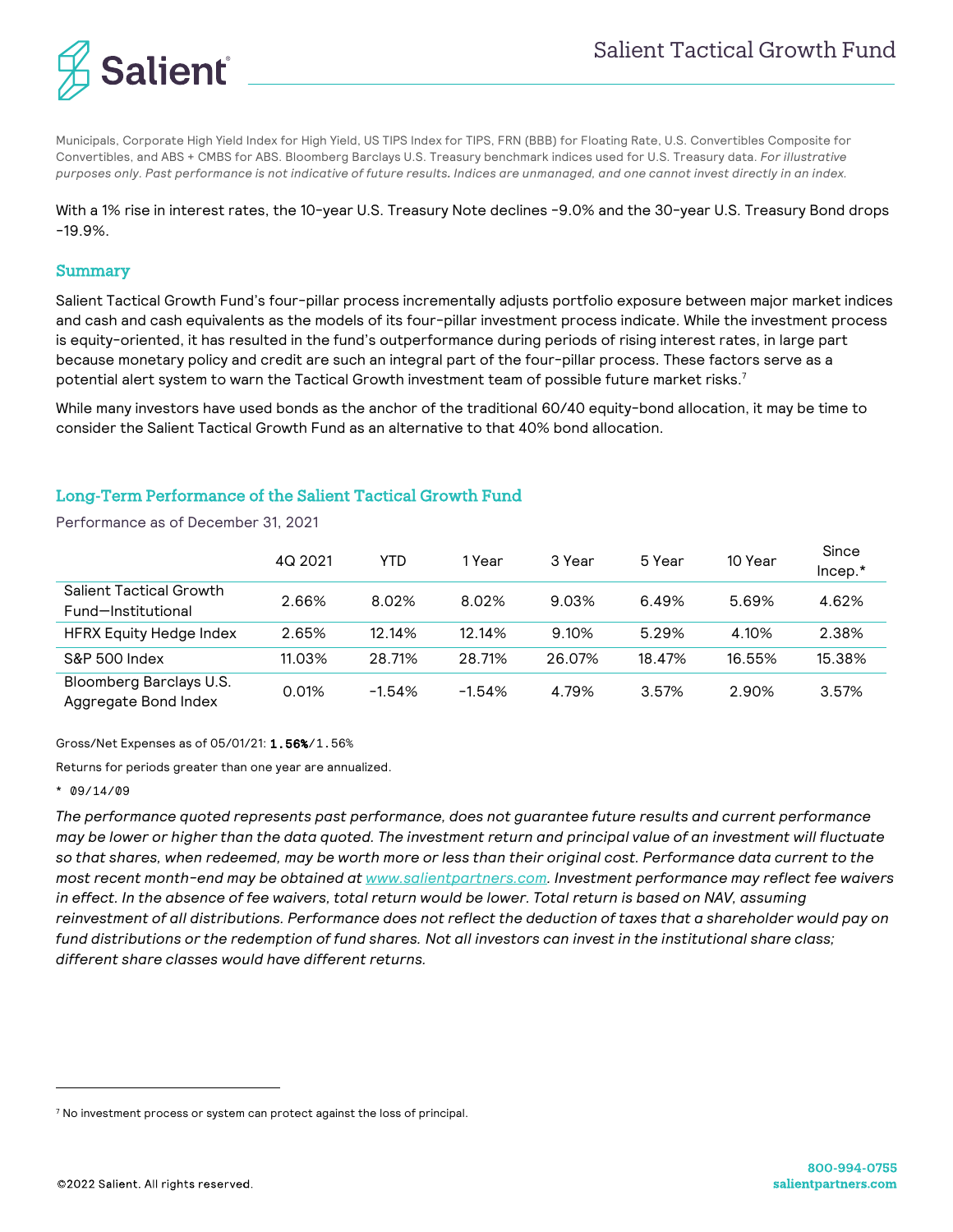Municipals, Corporate High Yield Index for High Yield, US TIPS Index for TIPS, FRN (BBB) for Floating Rate, U.S. Convertibles Composite for Convertibles, and ABS + CMBS for ABS. Bloomberg Barclays U.S. Treasury benchmark indices used for U.S. Treasury data. *For illustrative purposes only. Past performance is not indicative of future results. Indices are unmanaged, and one cannot invest directly in an index.*

With a 1% rise in interest rates, the 10-year U.S. Treasury Note declines -9.0% and the 30-year U.S. Treasury Bond drops -19.9%.

## Summary

Salient Tactical Growth Fund's four-pillar process incrementally adjusts portfolio exposure between major market indices and cash and cash equivalents as the models of its four-pillar investment process indicate. While the investment process is equity-oriented, it has resulted in the fund's outperformance during periods of rising interest rates, in large part because monetary policy and credit are such an integral part of the four-pillar process. These factors serve as a potential alert system to warn the Tactical Growth investment team of possible future market risks.[7]

While many investors have used bonds as the anchor of the traditional 60/40 equity-bond allocation, it may be time to consider the Salient Tactical Growth Fund as an alternative to that 40% bond allocation.

## Long-Term Performance of the Salient Tactical Growth Fund

Performance as of December 31, 2021

| | 4Q 2021 | YTD | 1 Year | 3 Year | 5 Year | 10 Year | Since Incep.* |
|---|---|---|---|---|---|---|---|
| Salient Tactical Growth Fund—Institutional | 2.66% | 8.02% | 8.02% | 9.03% | 6.49% | 5.69% | 4.62% |
| HFRX Equity Hedge Index | 2.65% | 12.14% | 12.14% | 9.10% | 5.29% | 4.10% | 2.38% |
| S&P 500 Index | 11.03% | 28.71% | 28.71% | 26.07% | 18.47% | 16.55% | 15.38% |
| Bloomberg Barclays U.S. Aggregate Bond Index | 0.01% | -1.54% | -1.54% | 4.79% | 3.57% | 2.90% | 3.57% |

Gross/Net Expenses as of 05/01/21: **1.56%**/1.56%

Returns for periods greater than one year are annualized.

\* 09/14/09

*The performance quoted represents past performance, does not guarantee future results and current performance may be lower or higher than the data quoted. The investment return and principal value of an investment will fluctuate so that shares, when redeemed, may be worth more or less than their original cost. Performance data current to the most recent month-end may be obtained at www.salientpartners.com. Investment performance may reflect fee waivers in effect. In the absence of fee waivers, total return would be lower. Total return is based on NAV, assuming reinvestment of all distributions. Performance does not reflect the deduction of taxes that a shareholder would pay on fund distributions or the redemption of fund shares. Not all investors can invest in the institutional share class; different share classes would have different returns.*

[7] No investment process or system can protect against the loss of principal.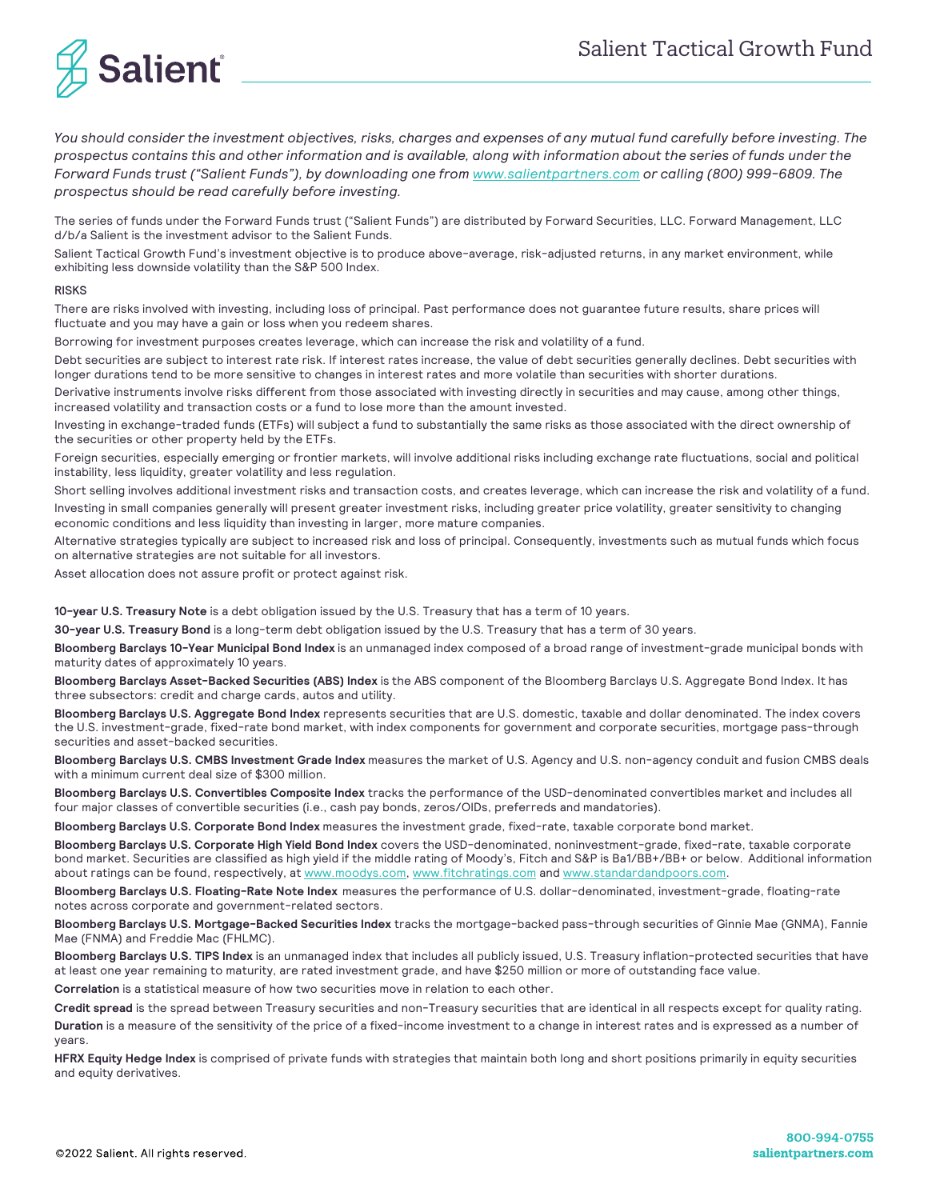*You should consider the investment objectives, risks, charges and expenses of any mutual fund carefully before investing. The prospectus contains this and other information and is available, along with information about the series of funds under the Forward Funds trust ("Salient Funds"), by downloading one from [www.salientpartners.com](www.salientpartners.com) or calling (800) 999-6809. The prospectus should be read carefully before investing.*

The series of funds under the Forward Funds trust ("Salient Funds") are distributed by Forward Securities, LLC. Forward Management, LLC d/b/a Salient is the investment advisor to the Salient Funds.

Salient Tactical Growth Fund's investment objective is to produce above-average, risk-adjusted returns, in any market environment, while exhibiting less downside volatility than the S&P 500 Index.

RISKS

There are risks involved with investing, including loss of principal. Past performance does not guarantee future results, share prices will fluctuate and you may have a gain or loss when you redeem shares.

Borrowing for investment purposes creates leverage, which can increase the risk and volatility of a fund.

Debt securities are subject to interest rate risk. If interest rates increase, the value of debt securities generally declines. Debt securities with longer durations tend to be more sensitive to changes in interest rates and more volatile than securities with shorter durations.

Derivative instruments involve risks different from those associated with investing directly in securities and may cause, among other things, increased volatility and transaction costs or a fund to lose more than the amount invested.

Investing in exchange-traded funds (ETFs) will subject a fund to substantially the same risks as those associated with the direct ownership of the securities or other property held by the ETFs.

Foreign securities, especially emerging or frontier markets, will involve additional risks including exchange rate fluctuations, social and political instability, less liquidity, greater volatility and less regulation.

Short selling involves additional investment risks and transaction costs, and creates leverage, which can increase the risk and volatility of a fund.

Investing in small companies generally will present greater investment risks, including greater price volatility, greater sensitivity to changing economic conditions and less liquidity than investing in larger, more mature companies.

Alternative strategies typically are subject to increased risk and loss of principal. Consequently, investments such as mutual funds which focus on alternative strategies are not suitable for all investors.

Asset allocation does not assure profit or protect against risk.

**10-year U.S. Treasury Note** is a debt obligation issued by the U.S. Treasury that has a term of 10 years.

**30-year U.S. Treasury Bond** is a long-term debt obligation issued by the U.S. Treasury that has a term of 30 years.

**Bloomberg Barclays 10-Year Municipal Bond Index** is an unmanaged index composed of a broad range of investment-grade municipal bonds with maturity dates of approximately 10 years.

**Bloomberg Barclays Asset-Backed Securities (ABS) Index** is the ABS component of the Bloomberg Barclays U.S. Aggregate Bond Index. It has three subsectors: credit and charge cards, autos and utility.

**Bloomberg Barclays U.S. Aggregate Bond Index** represents securities that are U.S. domestic, taxable and dollar denominated. The index covers the U.S. investment-grade, fixed-rate bond market, with index components for government and corporate securities, mortgage pass-through securities and asset-backed securities.

**Bloomberg Barclays U.S. CMBS Investment Grade Index** measures the market of U.S. Agency and U.S. non-agency conduit and fusion CMBS deals with a minimum current deal size of $300 million.

**Bloomberg Barclays U.S. Convertibles Composite Index** tracks the performance of the USD-denominated convertibles market and includes all four major classes of convertible securities (i.e., cash pay bonds, zeros/OIDs, preferreds and mandatories).

**Bloomberg Barclays U.S. Corporate Bond Index** measures the investment grade, fixed-rate, taxable corporate bond market.

**Bloomberg Barclays U.S. Corporate High Yield Bond Index** covers the USD-denominated, noninvestment-grade, fixed-rate, taxable corporate bond market. Securities are classified as high yield if the middle rating of Moody's, Fitch and S&P is Ba1/BB+/BB+ or below. Additional information about ratings can be found, respectively, at [www.moodys.com](www.moodys.com), [www.fitchratings.com](www.fitchratings.com) and [www.standardandpoors.com](www.standardandpoors.com).

**Bloomberg Barclays U.S. Floating-Rate Note Index** measures the performance of U.S. dollar-denominated, investment-grade, floating-rate notes across corporate and government-related sectors.

**Bloomberg Barclays U.S. Mortgage-Backed Securities Index** tracks the mortgage-backed pass-through securities of Ginnie Mae (GNMA), Fannie Mae (FNMA) and Freddie Mac (FHLMC).

**Bloomberg Barclays U.S. TIPS Index** is an unmanaged index that includes all publicly issued, U.S. Treasury inflation-protected securities that have at least one year remaining to maturity, are rated investment grade, and have $250 million or more of outstanding face value.

**Correlation** is a statistical measure of how two securities move in relation to each other.

**Credit spread** is the spread between Treasury securities and non-Treasury securities that are identical in all respects except for quality rating.

**Duration** is a measure of the sensitivity of the price of a fixed-income investment to a change in interest rates and is expressed as a number of years.

**HFRX Equity Hedge Index** is comprised of private funds with strategies that maintain both long and short positions primarily in equity securities and equity derivatives.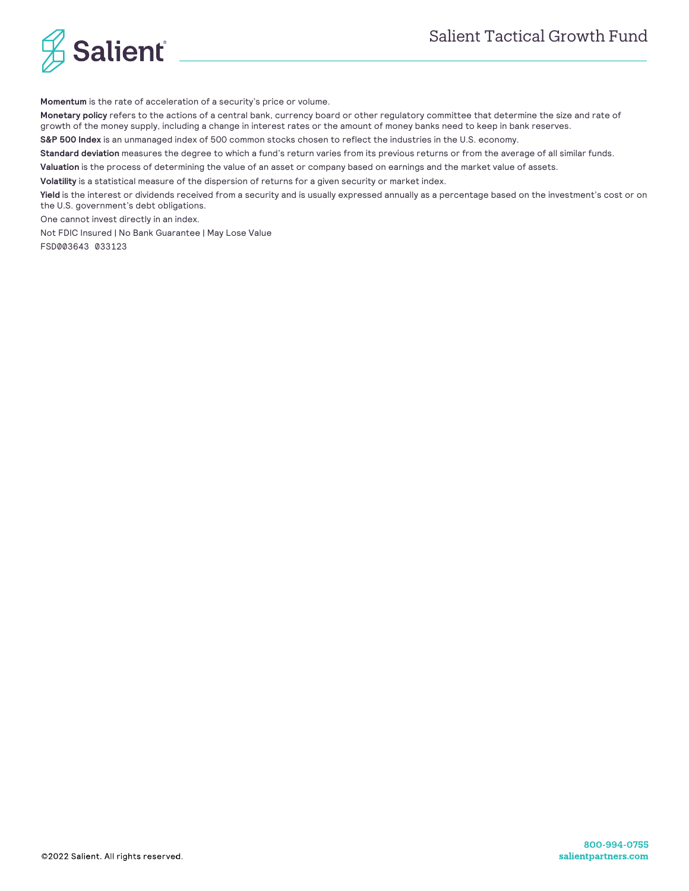**Momentum** is the rate of acceleration of a security's price or volume.

**Monetary policy** refers to the actions of a central bank, currency board or other regulatory committee that determine the size and rate of growth of the money supply, including a change in interest rates or the amount of money banks need to keep in bank reserves.

**S&P 500 Index** is an unmanaged index of 500 common stocks chosen to reflect the industries in the U.S. economy.

**Standard deviation** measures the degree to which a fund's return varies from its previous returns or from the average of all similar funds.

**Valuation** is the process of determining the value of an asset or company based on earnings and the market value of assets.

**Volatility** is a statistical measure of the dispersion of returns for a given security or market index.

**Yield** is the interest or dividends received from a security and is usually expressed annually as a percentage based on the investment's cost or on the U.S. government's debt obligations.

One cannot invest directly in an index.

Not FDIC Insured | No Bank Guarantee | May Lose Value

FSD003643 033123

©2022 Salient. All rights reserved.

**800-994-0755**
**salientpartners.com**